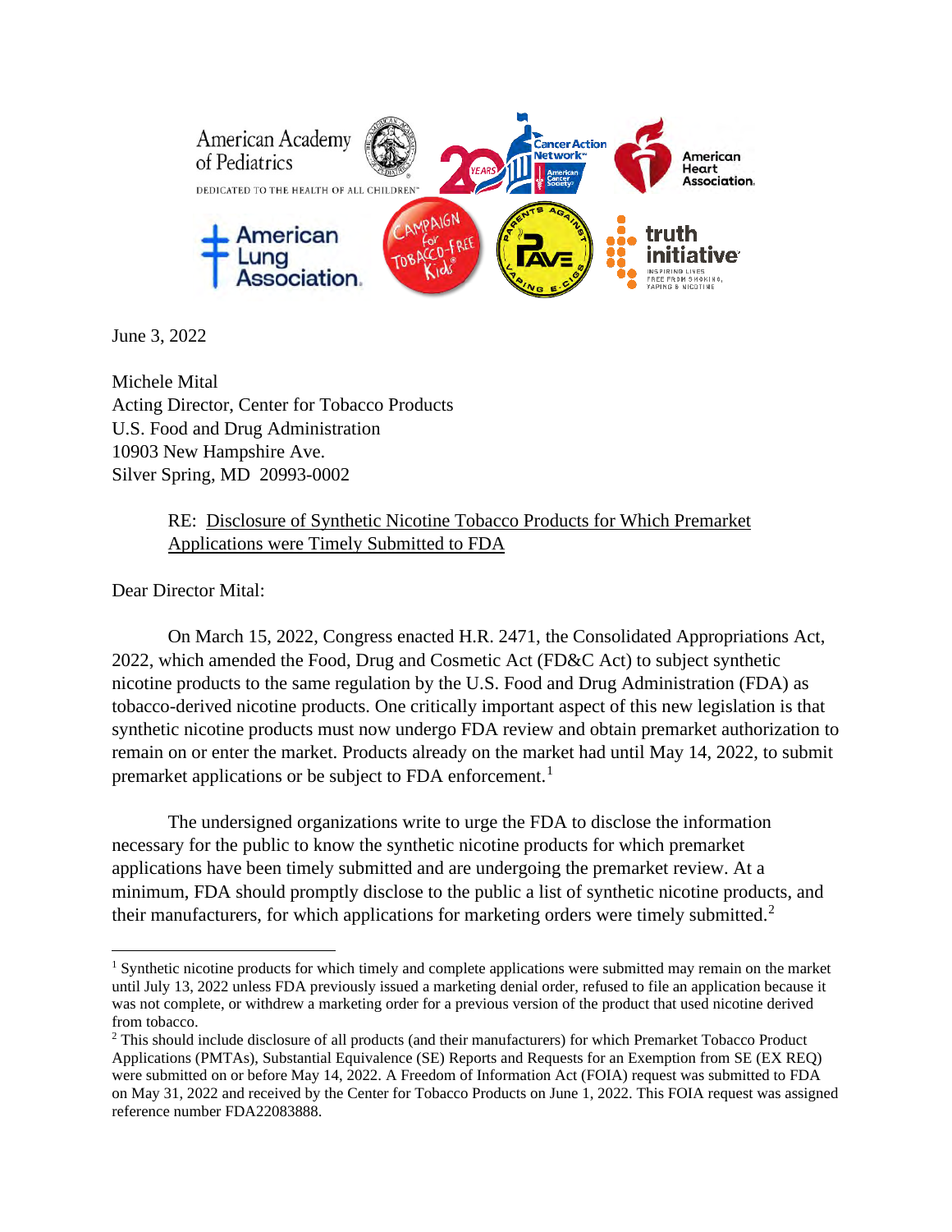American Academy of Pediatrics
DEDICATED TO THE HEALTH OF ALL CHILDREN

Cancer Action Network — American Cancer Society

American Heart Association

American Lung Association

Campaign for Tobacco-Free Kids

Parents Against Vaping E-Cigs (PAVE)

truth initiative — INSPIRING LIVES FREE FROM SMOKING, VAPING & NICOTINE

June 3, 2022

Michele Mital
Acting Director, Center for Tobacco Products
U.S. Food and Drug Administration
10903 New Hampshire Ave.
Silver Spring, MD 20993-0002

RE: Disclosure of Synthetic Nicotine Tobacco Products for Which Premarket Applications were Timely Submitted to FDA

Dear Director Mital:

On March 15, 2022, Congress enacted H.R. 2471, the Consolidated Appropriations Act, 2022, which amended the Food, Drug and Cosmetic Act (FD&C Act) to subject synthetic nicotine products to the same regulation by the U.S. Food and Drug Administration (FDA) as tobacco-derived nicotine products. One critically important aspect of this new legislation is that synthetic nicotine products must now undergo FDA review and obtain premarket authorization to remain on or enter the market. Products already on the market had until May 14, 2022, to submit premarket applications or be subject to FDA enforcement.[1]

The undersigned organizations write to urge the FDA to disclose the information necessary for the public to know the synthetic nicotine products for which premarket applications have been timely submitted and are undergoing the premarket review. At a minimum, FDA should promptly disclose to the public a list of synthetic nicotine products, and their manufacturers, for which applications for marketing orders were timely submitted.[2]

---

[1] Synthetic nicotine products for which timely and complete applications were submitted may remain on the market until July 13, 2022 unless FDA previously issued a marketing denial order, refused to file an application because it was not complete, or withdrew a marketing order for a previous version of the product that used nicotine derived from tobacco.

[2] This should include disclosure of all products (and their manufacturers) for which Premarket Tobacco Product Applications (PMTAs), Substantial Equivalence (SE) Reports and Requests for an Exemption from SE (EX REQ) were submitted on or before May 14, 2022. A Freedom of Information Act (FOIA) request was submitted to FDA on May 31, 2022 and received by the Center for Tobacco Products on June 1, 2022. This FOIA request was assigned reference number FDA22083888.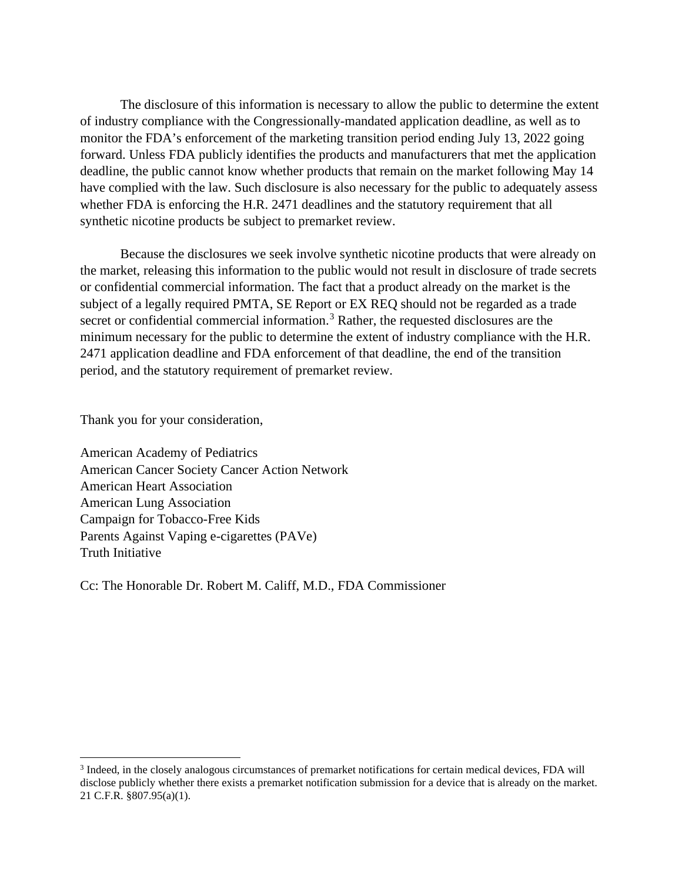The disclosure of this information is necessary to allow the public to determine the extent of industry compliance with the Congressionally-mandated application deadline, as well as to monitor the FDA's enforcement of the marketing transition period ending July 13, 2022 going forward. Unless FDA publicly identifies the products and manufacturers that met the application deadline, the public cannot know whether products that remain on the market following May 14 have complied with the law. Such disclosure is also necessary for the public to adequately assess whether FDA is enforcing the H.R. 2471 deadlines and the statutory requirement that all synthetic nicotine products be subject to premarket review.

Because the disclosures we seek involve synthetic nicotine products that were already on the market, releasing this information to the public would not result in disclosure of trade secrets or confidential commercial information. The fact that a product already on the market is the subject of a legally required PMTA, SE Report or EX REQ should not be regarded as a trade secret or confidential commercial information.[3] Rather, the requested disclosures are the minimum necessary for the public to determine the extent of industry compliance with the H.R. 2471 application deadline and FDA enforcement of that deadline, the end of the transition period, and the statutory requirement of premarket review.

Thank you for your consideration,

American Academy of Pediatrics
American Cancer Society Cancer Action Network
American Heart Association
American Lung Association
Campaign for Tobacco-Free Kids
Parents Against Vaping e-cigarettes (PAVe)
Truth Initiative

Cc: The Honorable Dr. Robert M. Califf, M.D., FDA Commissioner

---

[3] Indeed, in the closely analogous circumstances of premarket notifications for certain medical devices, FDA will disclose publicly whether there exists a premarket notification submission for a device that is already on the market. 21 C.F.R. §807.95(a)(1).